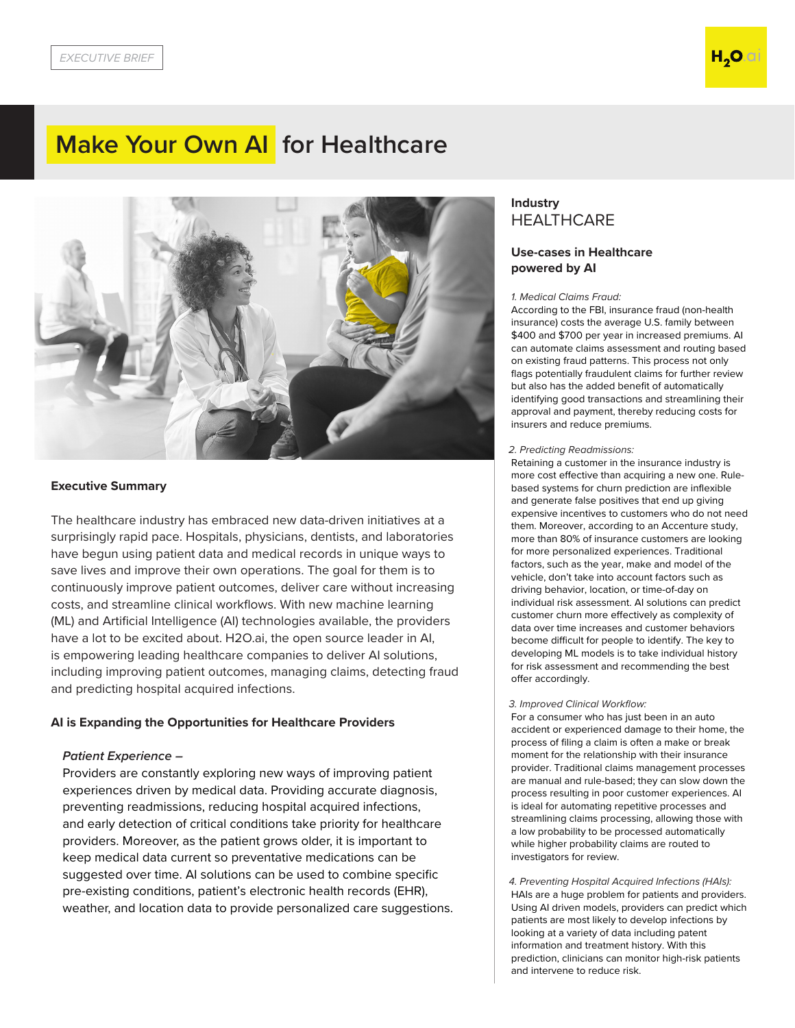EXECUTIVE BRIEF

# Make Your Own AI for Healthcare

### Executive Summary

The healthcare industry has embraced new data-driven initiatives at a surprisingly rapid pace. Hospitals, physicians, dentists, and laboratories have begun using patient data and medical records in unique ways to save lives and improve their own operations. The goal for them is to continuously improve patient outcomes, deliver care without increasing costs, and streamline clinical workflows. With new machine learning (ML) and Artificial Intelligence (AI) technologies available, the providers have a lot to be excited about. H2O.ai, the open source leader in AI, is empowering leading healthcare companies to deliver AI solutions, including improving patient outcomes, managing claims, detecting fraud and predicting hospital acquired infections.

### AI is Expanding the Opportunities for Healthcare Providers

*Patient Experience –*

Providers are constantly exploring new ways of improving patient experiences driven by medical data. Providing accurate diagnosis, preventing readmissions, reducing hospital acquired infections, and early detection of critical conditions take priority for healthcare providers. Moreover, as the patient grows older, it is important to keep medical data current so preventative medications can be suggested over time. AI solutions can be used to combine specific pre-existing conditions, patient's electronic health records (EHR), weather, and location data to provide personalized care suggestions.

**Industry**
HEALTHCARE

**Use-cases in Healthcare powered by AI**

*1. Medical Claims Fraud:*

According to the FBI, insurance fraud (non-health insurance) costs the average U.S. family between $400 and $700 per year in increased premiums. AI can automate claims assessment and routing based on existing fraud patterns. This process not only flags potentially fraudulent claims for further review but also has the added benefit of automatically identifying good transactions and streamlining their approval and payment, thereby reducing costs for insurers and reduce premiums.

*2. Predicting Readmissions:*

Retaining a customer in the insurance industry is more cost effective than acquiring a new one. Rule-based systems for churn prediction are inflexible and generate false positives that end up giving expensive incentives to customers who do not need them. Moreover, according to an Accenture study, more than 80% of insurance customers are looking for more personalized experiences. Traditional factors, such as the year, make and model of the vehicle, don't take into account factors such as driving behavior, location, or time-of-day on individual risk assessment. AI solutions can predict customer churn more effectively as complexity of data over time increases and customer behaviors become difficult for people to identify. The key to developing ML models is to take individual history for risk assessment and recommending the best offer accordingly.

*3. Improved Clinical Workflow:*

For a consumer who has just been in an auto accident or experienced damage to their home, the process of filing a claim is often a make or break moment for the relationship with their insurance provider. Traditional claims management processes are manual and rule-based; they can slow down the process resulting in poor customer experiences. AI is ideal for automating repetitive processes and streamlining claims processing, allowing those with a low probability to be processed automatically while higher probability claims are routed to investigators for review.

*4. Preventing Hospital Acquired Infections (HAIs):*

HAIs are a huge problem for patients and providers. Using AI driven models, providers can predict which patients are most likely to develop infections by looking at a variety of data including patent information and treatment history. With this prediction, clinicians can monitor high-risk patients and intervene to reduce risk.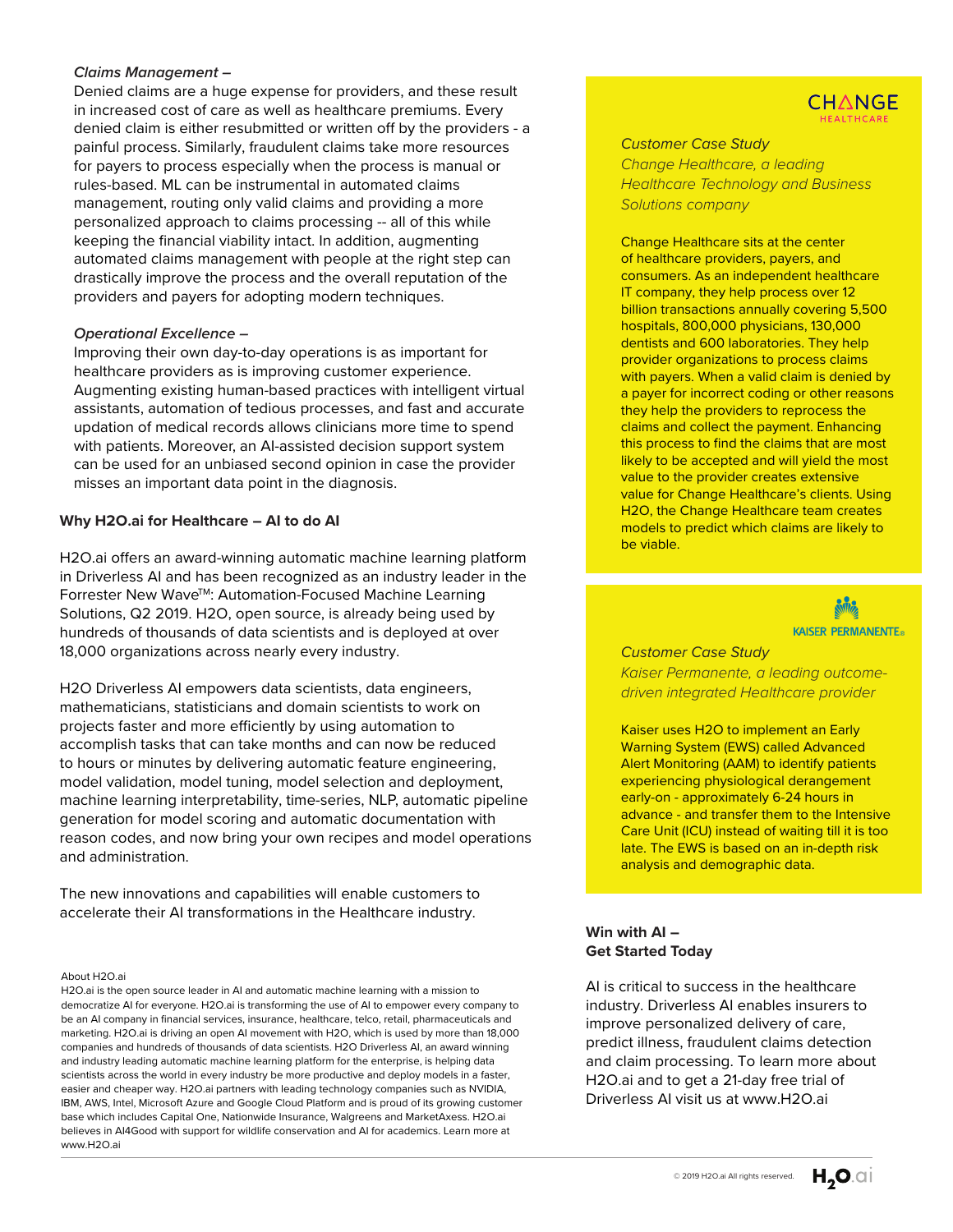*Claims Management –*

Denied claims are a huge expense for providers, and these result in increased cost of care as well as healthcare premiums. Every denied claim is either resubmitted or written off by the providers - a painful process. Similarly, fraudulent claims take more resources for payers to process especially when the process is manual or rules-based. ML can be instrumental in automated claims management, routing only valid claims and providing a more personalized approach to claims processing -- all of this while keeping the financial viability intact. In addition, augmenting automated claims management with people at the right step can drastically improve the process and the overall reputation of the providers and payers for adopting modern techniques.

*Operational Excellence –*

Improving their own day-to-day operations is as important for healthcare providers as is improving customer experience. Augmenting existing human-based practices with intelligent virtual assistants, automation of tedious processes, and fast and accurate updation of medical records allows clinicians more time to spend with patients. Moreover, an AI-assisted decision support system can be used for an unbiased second opinion in case the provider misses an important data point in the diagnosis.

**Why H2O.ai for Healthcare – AI to do AI**

H2O.ai offers an award-winning automatic machine learning platform in Driverless AI and has been recognized as an industry leader in the Forrester New Wave™: Automation-Focused Machine Learning Solutions, Q2 2019. H2O, open source, is already being used by hundreds of thousands of data scientists and is deployed at over 18,000 organizations across nearly every industry.

H2O Driverless AI empowers data scientists, data engineers, mathematicians, statisticians and domain scientists to work on projects faster and more efficiently by using automation to accomplish tasks that can take months and can now be reduced to hours or minutes by delivering automatic feature engineering, model validation, model tuning, model selection and deployment, machine learning interpretability, time-series, NLP, automatic pipeline generation for model scoring and automatic documentation with reason codes, and now bring your own recipes and model operations and administration.

The new innovations and capabilities will enable customers to accelerate their AI transformations in the Healthcare industry.

CHANGE HEALTHCARE

*Customer Case Study*

*Change Healthcare, a leading Healthcare Technology and Business Solutions company*

Change Healthcare sits at the center of healthcare providers, payers, and consumers. As an independent healthcare IT company, they help process over 12 billion transactions annually covering 5,500 hospitals, 800,000 physicians, 130,000 dentists and 600 laboratories. They help provider organizations to process claims with payers. When a valid claim is denied by a payer for incorrect coding or other reasons they help the providers to reprocess the claims and collect the payment. Enhancing this process to find the claims that are most likely to be accepted and will yield the most value to the provider creates extensive value for Change Healthcare's clients. Using H2O, the Change Healthcare team creates models to predict which claims are likely to be viable.

KAISER PERMANENTE®

*Customer Case Study*

*Kaiser Permanente, a leading outcome-driven integrated Healthcare provider*

Kaiser uses H2O to implement an Early Warning System (EWS) called Advanced Alert Monitoring (AAM) to identify patients experiencing physiological derangement early-on - approximately 6-24 hours in advance - and transfer them to the Intensive Care Unit (ICU) instead of waiting till it is too late. The EWS is based on an in-depth risk analysis and demographic data.

**Win with AI –**
**Get Started Today**

AI is critical to success in the healthcare industry. Driverless AI enables insurers to improve personalized delivery of care, predict illness, fraudulent claims detection and claim processing. To learn more about H2O.ai and to get a 21-day free trial of Driverless AI visit us at www.H2O.ai

About H2O.ai

H2O.ai is the open source leader in AI and automatic machine learning with a mission to democratize AI for everyone. H2O.ai is transforming the use of AI to empower every company to be an AI company in financial services, insurance, healthcare, telco, retail, pharmaceuticals and marketing. H2O.ai is driving an open AI movement with H2O, which is used by more than 18,000 companies and hundreds of thousands of data scientists. H2O Driverless AI, an award winning and industry leading automatic machine learning platform for the enterprise, is helping data scientists across the world in every industry be more productive and deploy models in a faster, easier and cheaper way. H2O.ai partners with leading technology companies such as NVIDIA, IBM, AWS, Intel, Microsoft Azure and Google Cloud Platform and is proud of its growing customer base which includes Capital One, Nationwide Insurance, Walgreens and MarketAxess. H2O.ai believes in AI4Good with support for wildlife conservation and AI for academics. Learn more at www.H2O.ai

© 2019 H2O.ai All rights reserved.